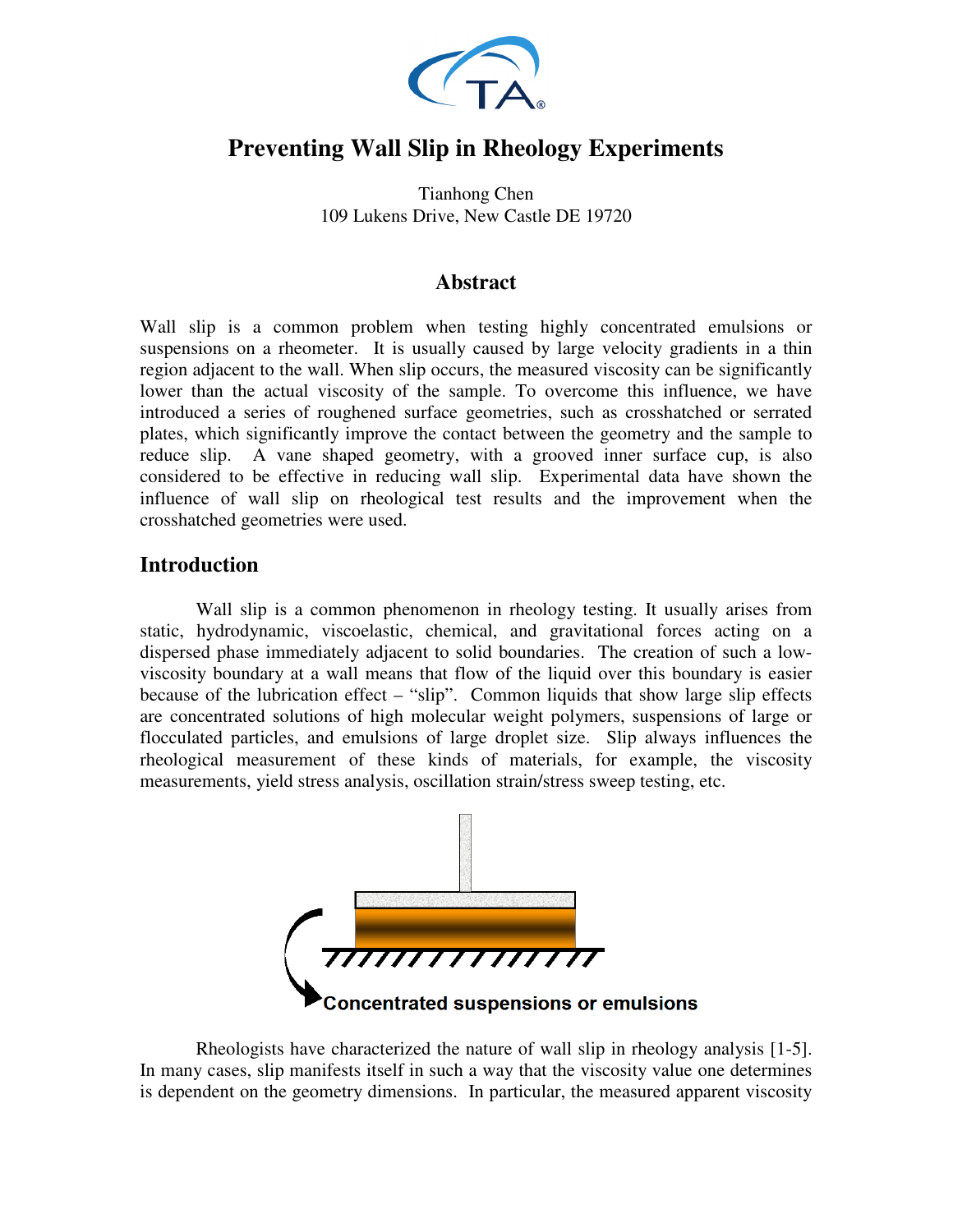# Preventing Wall Slip in Rheology Experiments

Tianhong Chen
109 Lukens Drive, New Castle DE 19720

## Abstract

Wall slip is a common problem when testing highly concentrated emulsions or suspensions on a rheometer. It is usually caused by large velocity gradients in a thin region adjacent to the wall. When slip occurs, the measured viscosity can be significantly lower than the actual viscosity of the sample. To overcome this influence, we have introduced a series of roughened surface geometries, such as crosshatched or serrated plates, which significantly improve the contact between the geometry and the sample to reduce slip. A vane shaped geometry, with a grooved inner surface cup, is also considered to be effective in reducing wall slip. Experimental data have shown the influence of wall slip on rheological test results and the improvement when the crosshatched geometries were used.

## Introduction

Wall slip is a common phenomenon in rheology testing. It usually arises from static, hydrodynamic, viscoelastic, chemical, and gravitational forces acting on a dispersed phase immediately adjacent to solid boundaries. The creation of such a low-viscosity boundary at a wall means that flow of the liquid over this boundary is easier because of the lubrication effect – "slip". Common liquids that show large slip effects are concentrated solutions of high molecular weight polymers, suspensions of large or flocculated particles, and emulsions of large droplet size. Slip always influences the rheological measurement of these kinds of materials, for example, the viscosity measurements, yield stress analysis, oscillation strain/stress sweep testing, etc.

Concentrated suspensions or emulsions

Rheologists have characterized the nature of wall slip in rheology analysis [1-5]. In many cases, slip manifests itself in such a way that the viscosity value one determines is dependent on the geometry dimensions. In particular, the measured apparent viscosity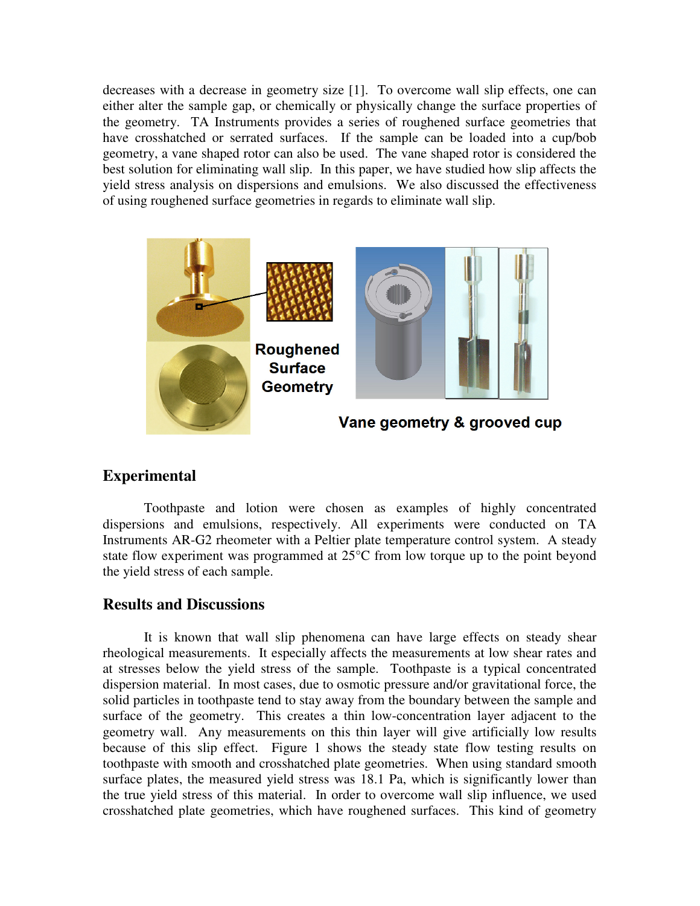decreases with a decrease in geometry size [1]. To overcome wall slip effects, one can either alter the sample gap, or chemically or physically change the surface properties of the geometry. TA Instruments provides a series of roughened surface geometries that have crosshatched or serrated surfaces. If the sample can be loaded into a cup/bob geometry, a vane shaped rotor can also be used. The vane shaped rotor is considered the best solution for eliminating wall slip. In this paper, we have studied how slip affects the yield stress analysis on dispersions and emulsions. We also discussed the effectiveness of using roughened surface geometries in regards to eliminate wall slip.

**Roughened Surface Geometry**

**Vane geometry & grooved cup**

## Experimental

Toothpaste and lotion were chosen as examples of highly concentrated dispersions and emulsions, respectively. All experiments were conducted on TA Instruments AR-G2 rheometer with a Peltier plate temperature control system. A steady state flow experiment was programmed at 25°C from low torque up to the point beyond the yield stress of each sample.

## Results and Discussions

It is known that wall slip phenomena can have large effects on steady shear rheological measurements. It especially affects the measurements at low shear rates and at stresses below the yield stress of the sample. Toothpaste is a typical concentrated dispersion material. In most cases, due to osmotic pressure and/or gravitational force, the solid particles in toothpaste tend to stay away from the boundary between the sample and surface of the geometry. This creates a thin low-concentration layer adjacent to the geometry wall. Any measurements on this thin layer will give artificially low results because of this slip effect. Figure 1 shows the steady state flow testing results on toothpaste with smooth and crosshatched plate geometries. When using standard smooth surface plates, the measured yield stress was 18.1 Pa, which is significantly lower than the true yield stress of this material. In order to overcome wall slip influence, we used crosshatched plate geometries, which have roughened surfaces. This kind of geometry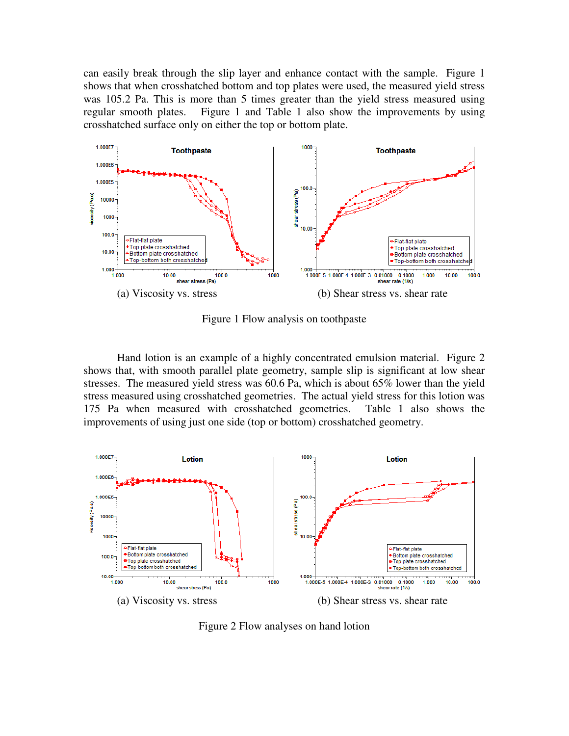can easily break through the slip layer and enhance contact with the sample. Figure 1 shows that when crosshatched bottom and top plates were used, the measured yield stress was 105.2 Pa. This is more than 5 times greater than the yield stress measured using regular smooth plates. Figure 1 and Table 1 also show the improvements by using crosshatched surface only on either the top or bottom plate.

(a) Viscosity vs. stress

(b) Shear stress vs. shear rate

Figure 1 Flow analysis on toothpaste

Hand lotion is an example of a highly concentrated emulsion material. Figure 2 shows that, with smooth parallel plate geometry, sample slip is significant at low shear stresses. The measured yield stress was 60.6 Pa, which is about 65% lower than the yield stress measured using crosshatched geometries. The actual yield stress for this lotion was 175 Pa when measured with crosshatched geometries. Table 1 also shows the improvements of using just one side (top or bottom) crosshatched geometry.

(a) Viscosity vs. stress

(b) Shear stress vs. shear rate

Figure 2 Flow analyses on hand lotion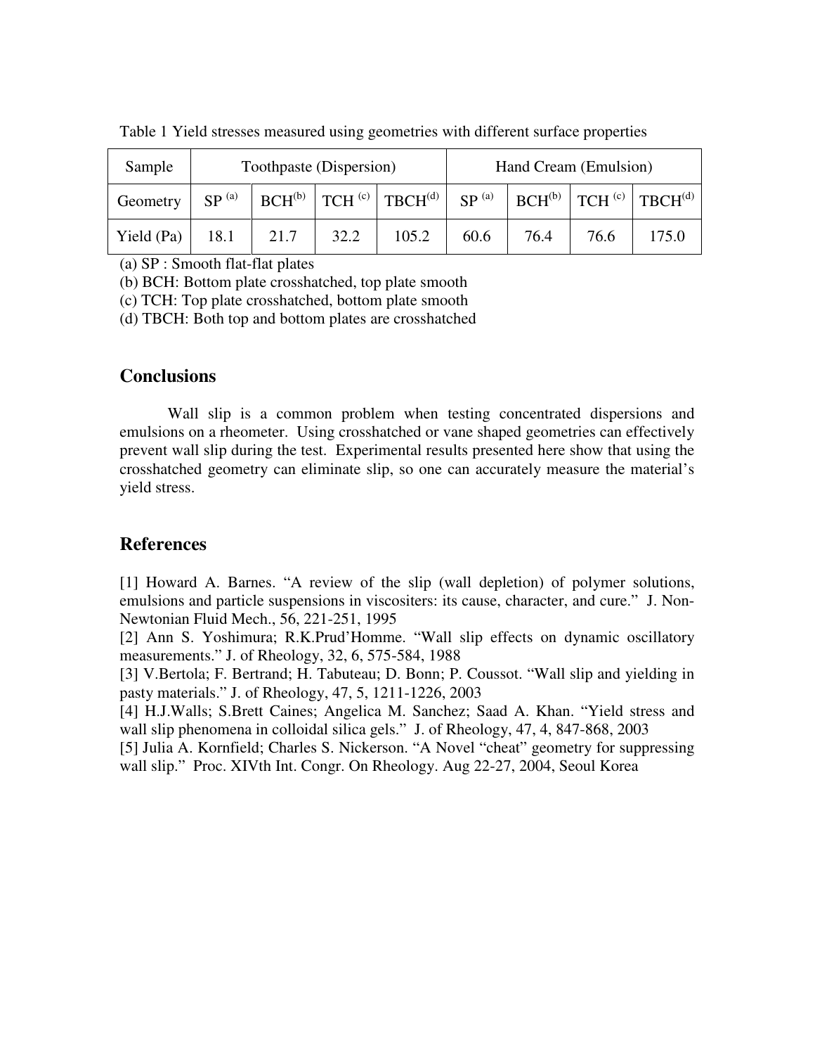Table 1 Yield stresses measured using geometries with different surface properties

| Sample | Toothpaste (Dispersion) | | | | Hand Cream (Emulsion) | | | |
|---|---|---|---|---|---|---|---|---|
| Geometry | SP [(a)] | BCH[(b)] | TCH [(c)] | TBCH[(d)] | SP [(a)] | BCH[(b)] | TCH [(c)] | TBCH[(d)] |
| Yield (Pa) | 18.1 | 21.7 | 32.2 | 105.2 | 60.6 | 76.4 | 76.6 | 175.0 |

(a) SP : Smooth flat-flat plates
(b) BCH: Bottom plate crosshatched, top plate smooth
(c) TCH: Top plate crosshatched, bottom plate smooth
(d) TBCH: Both top and bottom plates are crosshatched

## Conclusions

Wall slip is a common problem when testing concentrated dispersions and emulsions on a rheometer. Using crosshatched or vane shaped geometries can effectively prevent wall slip during the test. Experimental results presented here show that using the crosshatched geometry can eliminate slip, so one can accurately measure the material's yield stress.

## References

[1] Howard A. Barnes. "A review of the slip (wall depletion) of polymer solutions, emulsions and particle suspensions in viscositers: its cause, character, and cure." J. Non-Newtonian Fluid Mech., 56, 221-251, 1995

[2] Ann S. Yoshimura; R.K.Prud'Homme. "Wall slip effects on dynamic oscillatory measurements." J. of Rheology, 32, 6, 575-584, 1988

[3] V.Bertola; F. Bertrand; H. Tabuteau; D. Bonn; P. Coussot. "Wall slip and yielding in pasty materials." J. of Rheology, 47, 5, 1211-1226, 2003

[4] H.J.Walls; S.Brett Caines; Angelica M. Sanchez; Saad A. Khan. "Yield stress and wall slip phenomena in colloidal silica gels." J. of Rheology, 47, 4, 847-868, 2003

[5] Julia A. Kornfield; Charles S. Nickerson. "A Novel "cheat" geometry for suppressing wall slip." Proc. XIVth Int. Congr. On Rheology. Aug 22-27, 2004, Seoul Korea